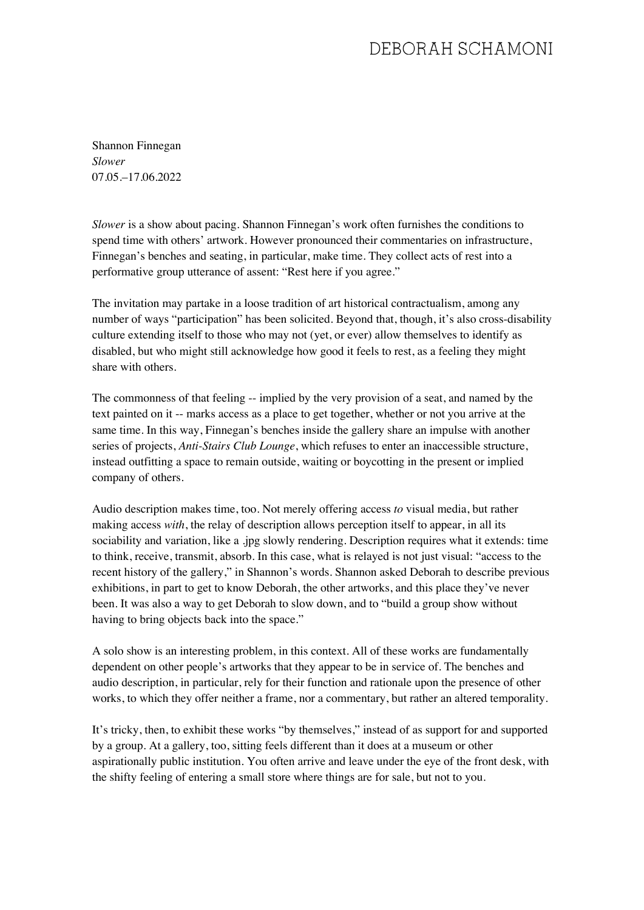Shannon Finnegan
*Slower*
07.05.–17.06.2022

*Slower* is a show about pacing. Shannon Finnegan's work often furnishes the conditions to spend time with others' artwork. However pronounced their commentaries on infrastructure, Finnegan's benches and seating, in particular, make time. They collect acts of rest into a performative group utterance of assent: "Rest here if you agree."

The invitation may partake in a loose tradition of art historical contractualism, among any number of ways "participation" has been solicited. Beyond that, though, it's also cross-disability culture extending itself to those who may not (yet, or ever) allow themselves to identify as disabled, but who might still acknowledge how good it feels to rest, as a feeling they might share with others.

The commonness of that feeling -- implied by the very provision of a seat, and named by the text painted on it -- marks access as a place to get together, whether or not you arrive at the same time. In this way, Finnegan's benches inside the gallery share an impulse with another series of projects, *Anti-Stairs Club Lounge*, which refuses to enter an inaccessible structure, instead outfitting a space to remain outside, waiting or boycotting in the present or implied company of others.

Audio description makes time, too. Not merely offering access *to* visual media, but rather making access *with*, the relay of description allows perception itself to appear, in all its sociability and variation, like a .jpg slowly rendering. Description requires what it extends: time to think, receive, transmit, absorb. In this case, what is relayed is not just visual: "access to the recent history of the gallery," in Shannon's words. Shannon asked Deborah to describe previous exhibitions, in part to get to know Deborah, the other artworks, and this place they've never been. It was also a way to get Deborah to slow down, and to "build a group show without having to bring objects back into the space."

A solo show is an interesting problem, in this context. All of these works are fundamentally dependent on other people's artworks that they appear to be in service of. The benches and audio description, in particular, rely for their function and rationale upon the presence of other works, to which they offer neither a frame, nor a commentary, but rather an altered temporality.

It's tricky, then, to exhibit these works "by themselves," instead of as support for and supported by a group. At a gallery, too, sitting feels different than it does at a museum or other aspirationally public institution. You often arrive and leave under the eye of the front desk, with the shifty feeling of entering a small store where things are for sale, but not to you.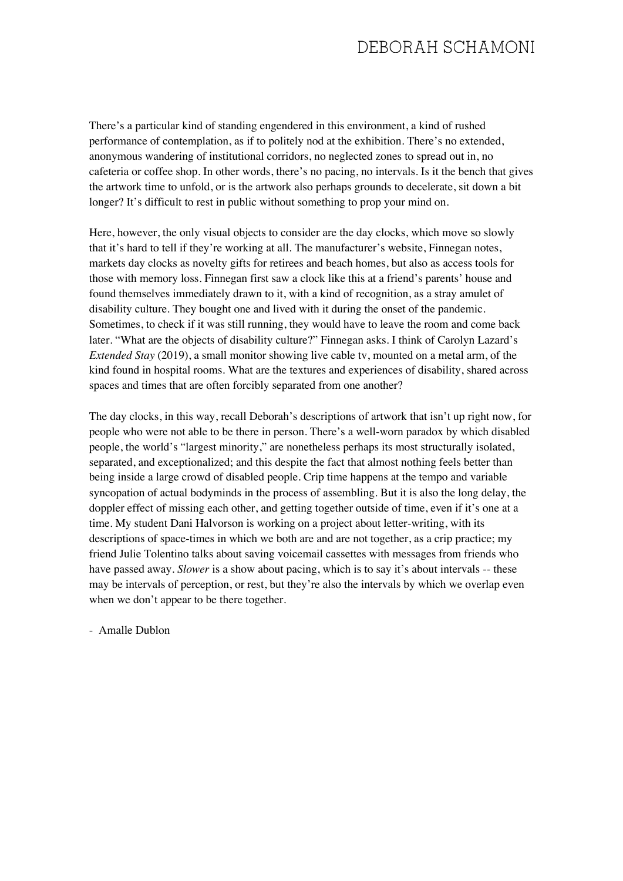There's a particular kind of standing engendered in this environment, a kind of rushed performance of contemplation, as if to politely nod at the exhibition. There's no extended, anonymous wandering of institutional corridors, no neglected zones to spread out in, no cafeteria or coffee shop. In other words, there's no pacing, no intervals. Is it the bench that gives the artwork time to unfold, or is the artwork also perhaps grounds to decelerate, sit down a bit longer? It's difficult to rest in public without something to prop your mind on.

Here, however, the only visual objects to consider are the day clocks, which move so slowly that it's hard to tell if they're working at all. The manufacturer's website, Finnegan notes, markets day clocks as novelty gifts for retirees and beach homes, but also as access tools for those with memory loss. Finnegan first saw a clock like this at a friend's parents' house and found themselves immediately drawn to it, with a kind of recognition, as a stray amulet of disability culture. They bought one and lived with it during the onset of the pandemic. Sometimes, to check if it was still running, they would have to leave the room and come back later. "What are the objects of disability culture?" Finnegan asks. I think of Carolyn Lazard's *Extended Stay* (2019), a small monitor showing live cable tv, mounted on a metal arm, of the kind found in hospital rooms. What are the textures and experiences of disability, shared across spaces and times that are often forcibly separated from one another?

The day clocks, in this way, recall Deborah's descriptions of artwork that isn't up right now, for people who were not able to be there in person. There's a well-worn paradox by which disabled people, the world's "largest minority," are nonetheless perhaps its most structurally isolated, separated, and exceptionalized; and this despite the fact that almost nothing feels better than being inside a large crowd of disabled people. Crip time happens at the tempo and variable syncopation of actual bodyminds in the process of assembling. But it is also the long delay, the doppler effect of missing each other, and getting together outside of time, even if it's one at a time. My student Dani Halvorson is working on a project about letter-writing, with its descriptions of space-times in which we both are and are not together, as a crip practice; my friend Julie Tolentino talks about saving voicemail cassettes with messages from friends who have passed away. *Slower* is a show about pacing, which is to say it's about intervals -- these may be intervals of perception, or rest, but they're also the intervals by which we overlap even when we don't appear to be there together.

- Amalle Dublon